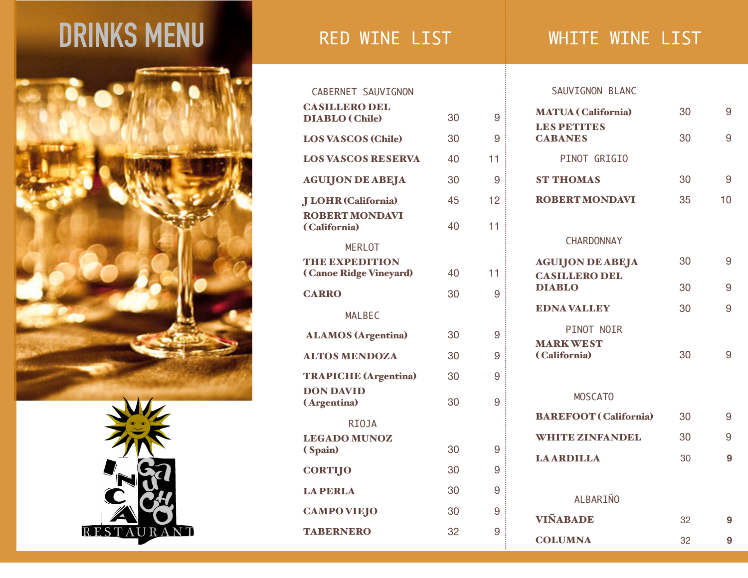# DRINKS MENU

INCA GAUCHO RESTAURANT

## RED WINE LIST

### CABERNET SAUVIGNON

| | | |
|---|---|---|
| **CASILLERO DEL DIABLO (Chile)** | 30 | 9 |
| **LOS VASCOS (Chile)** | 30 | 9 |
| **LOS VASCOS RESERVA** | 40 | 11 |
| **AGUIJON DE ABEJA** | 30 | 9 |
| **J LOHR (California)** | 45 | 12 |
| **ROBERT MONDAVI (California)** | 40 | 11 |

### MERLOT

| | | |
|---|---|---|
| **THE EXPEDITION (Canoe Ridge Vineyard)** | 40 | 11 |
| **CARRO** | 30 | 9 |

### MALBEC

| | | |
|---|---|---|
| **ALAMOS (Argentina)** | 30 | 9 |
| **ALTOS MENDOZA** | 30 | 9 |
| **TRAPICHE (Argentina)** | 30 | 9 |
| **DON DAVID (Argentina)** | 30 | 9 |

### RIOJA

| | | |
|---|---|---|
| **LEGADO MUNOZ (Spain)** | 30 | 9 |
| **CORTIJO** | 30 | 9 |
| **LA PERLA** | 30 | 9 |
| **CAMPO VIEJO** | 30 | 9 |
| **TABERNERO** | 32 | 9 |

## WHITE WINE LIST

### SAUVIGNON BLANC

| | | |
|---|---|---|
| **MATUA (California)** | 30 | 9 |
| **LES PETITES CABANES** | 30 | 9 |

### PINOT GRIGIO

| | | |
|---|---|---|
| **ST THOMAS** | 30 | 9 |
| **ROBERT MONDAVI** | 35 | 10 |

### CHARDONNAY

| | | |
|---|---|---|
| **AGUIJON DE ABEJA** | 30 | 9 |
| **CASILLERO DEL DIABLO** | 30 | 9 |
| **EDNA VALLEY** | 30 | 9 |

### PINOT NOIR

| | | |
|---|---|---|
| **MARK WEST (California)** | 30 | 9 |

### MOSCATO

| | | |
|---|---|---|
| **BAREFOOT (California)** | 30 | 9 |
| **WHITE ZINFANDEL** | 30 | 9 |
| **LA ARDILLA** | 30 | 9 |

### ALBARIÑO

| | | |
|---|---|---|
| **VIÑABADE** | 32 | 9 |
| **COLUMNA** | 32 | 9 |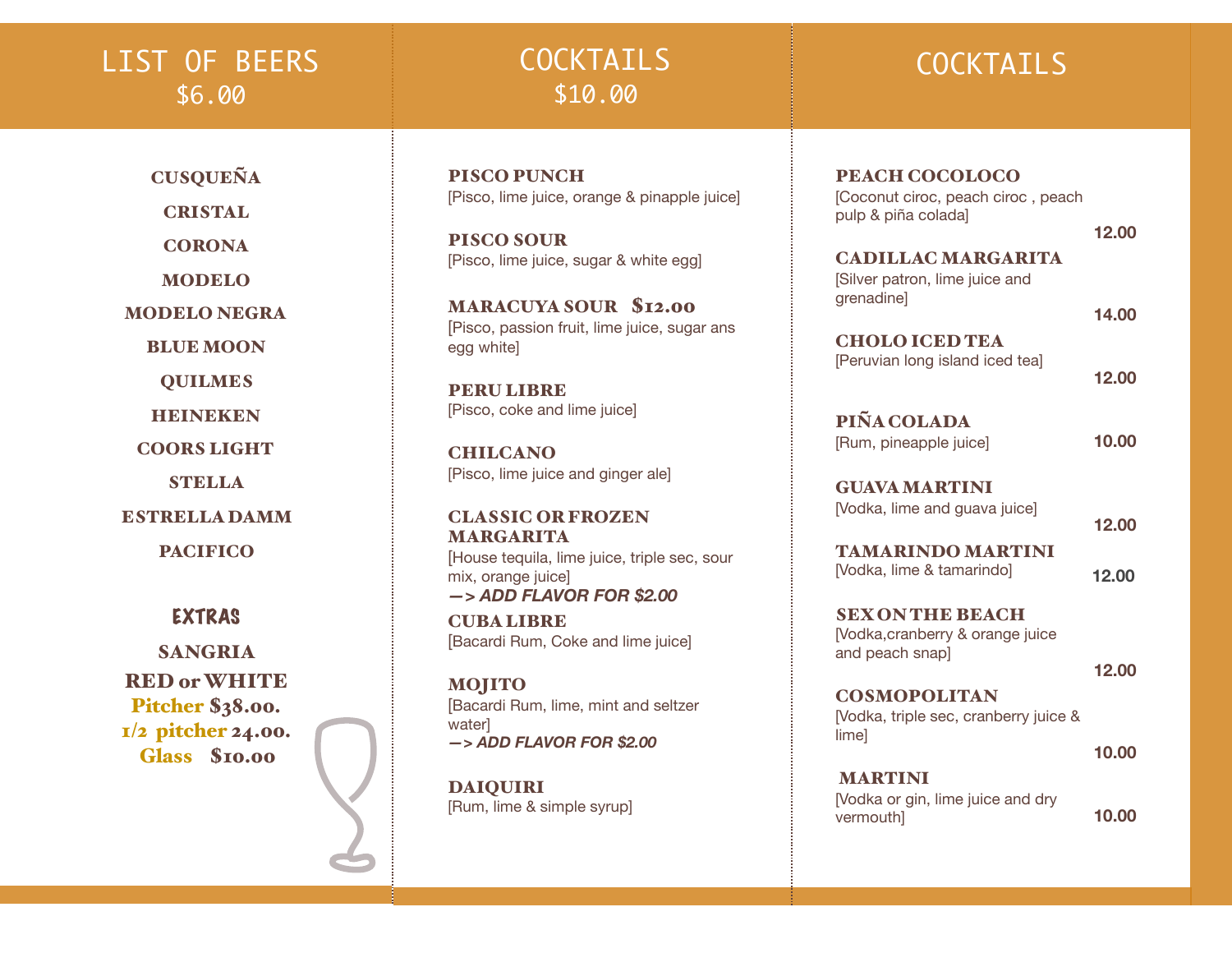## LIST OF BEERS
## $6.00

**CUSQUEÑA**

**CRISTAL**

**CORONA**

**MODELO**

**MODELO NEGRA**

**BLUE MOON**

**QUILMES**

**HEINEKEN**

**COORS LIGHT**

**STELLA**

**ESTRELLA DAMM**

**PACIFICO**

### EXTRAS

**SANGRIA**

**RED or WHITE**

**Pitcher $38.00.**

**1/2 pitcher 24.00.**

**Glass $10.00**

## COCKTAILS
## $10.00

**PISCO PUNCH**
[Pisco, lime juice, orange & pinapple juice]

**PISCO SOUR**
[Pisco, lime juice, sugar & white egg]

**MARACUYA SOUR $12.00**
[Pisco, passion fruit, lime juice, sugar ans egg white]

**PERU LIBRE**
[Pisco, coke and lime juice]

**CHILCANO**
[Pisco, lime juice and ginger ale]

**CLASSIC OR FROZEN MARGARITA**
[House tequila, lime juice, triple sec, sour mix, orange juice]
***—> ADD FLAVOR FOR $2.00***

**CUBA LIBRE**
[Bacardi Rum, Coke and lime juice]

**MOJITO**
[Bacardi Rum, lime, mint and seltzer water]
***—> ADD FLAVOR FOR $2.00***

**DAIQUIRI**
[Rum, lime & simple syrup]

## COCKTAILS

**PEACH COCOLOCO** — 12.00
[Coconut ciroc, peach ciroc , peach pulp & piña colada]

**CADILLAC MARGARITA** — 14.00
[Silver patron, lime juice and grenadine]

**CHOLO ICED TEA** — 12.00
[Peruvian long island iced tea]

**PIÑA COLADA** — 10.00
[Rum, pineapple juice]

**GUAVA MARTINI** — 12.00
[Vodka, lime and guava juice]

**TAMARINDO MARTINI** — 12.00
[Vodka, lime & tamarindo]

**SEX ON THE BEACH** — 12.00
[Vodka,cranberry & orange juice and peach snap]

**COSMOPOLITAN** — 10.00
[Vodka, triple sec, cranberry juice & lime]

**MARTINI** — 10.00
[Vodka or gin, lime juice and dry vermouth]